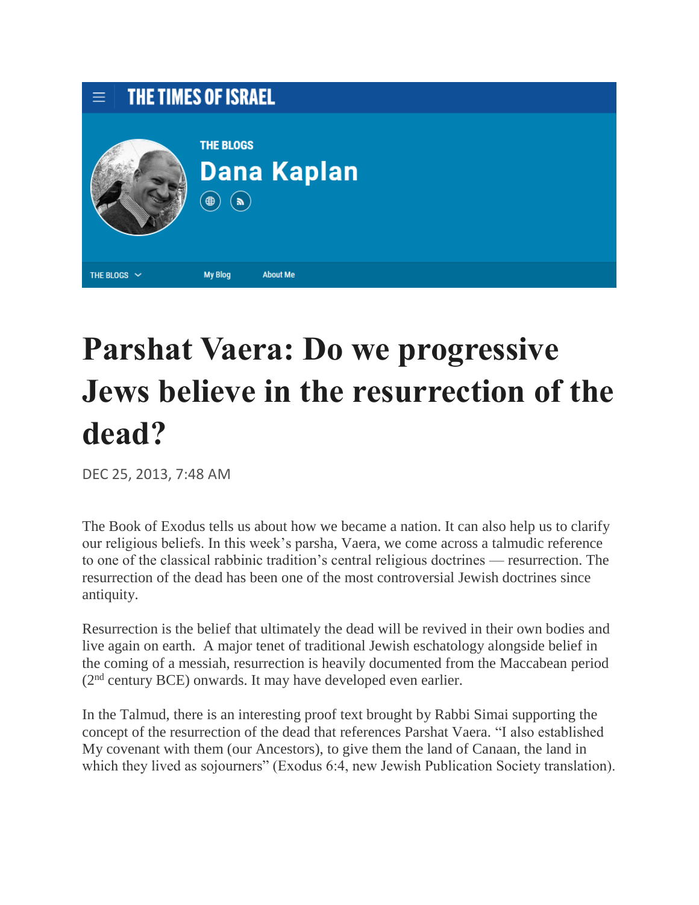THE TIMES OF ISRAEL

THE BLOGS

**Dana Kaplan**

THE BLOGS | My Blog | About Me

# Parshat Vaera: Do we progressive Jews believe in the resurrection of the dead?

DEC 25, 2013, 7:48 AM

The Book of Exodus tells us about how we became a nation. It can also help us to clarify our religious beliefs. In this week's parsha, Vaera, we come across a talmudic reference to one of the classical rabbinic tradition's central religious doctrines — resurrection. The resurrection of the dead has been one of the most controversial Jewish doctrines since antiquity.

Resurrection is the belief that ultimately the dead will be revived in their own bodies and live again on earth. A major tenet of traditional Jewish eschatology alongside belief in the coming of a messiah, resurrection is heavily documented from the Maccabean period (2nd century BCE) onwards. It may have developed even earlier.

In the Talmud, there is an interesting proof text brought by Rabbi Simai supporting the concept of the resurrection of the dead that references Parshat Vaera. "I also established My covenant with them (our Ancestors), to give them the land of Canaan, the land in which they lived as sojourners" (Exodus 6:4, new Jewish Publication Society translation).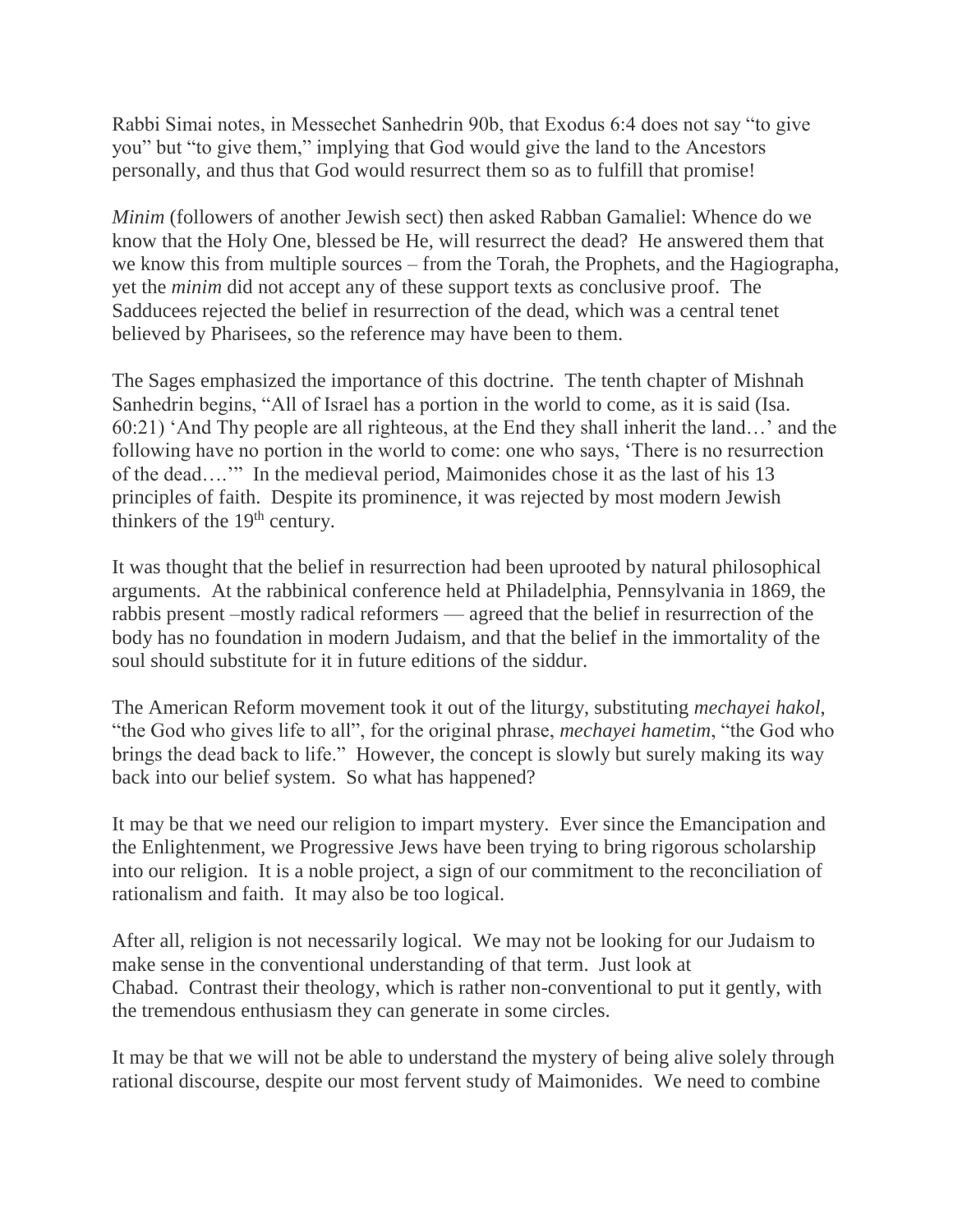Rabbi Simai notes, in Messechet Sanhedrin 90b, that Exodus 6:4 does not say "to give you" but "to give them," implying that God would give the land to the Ancestors personally, and thus that God would resurrect them so as to fulfill that promise!

*Minim* (followers of another Jewish sect) then asked Rabban Gamaliel: Whence do we know that the Holy One, blessed be He, will resurrect the dead? He answered them that we know this from multiple sources – from the Torah, the Prophets, and the Hagiographa, yet the *minim* did not accept any of these support texts as conclusive proof. The Sadducees rejected the belief in resurrection of the dead, which was a central tenet believed by Pharisees, so the reference may have been to them.

The Sages emphasized the importance of this doctrine. The tenth chapter of Mishnah Sanhedrin begins, "All of Israel has a portion in the world to come, as it is said (Isa. 60:21) 'And Thy people are all righteous, at the End they shall inherit the land…' and the following have no portion in the world to come: one who says, 'There is no resurrection of the dead….'" In the medieval period, Maimonides chose it as the last of his 13 principles of faith. Despite its prominence, it was rejected by most modern Jewish thinkers of the 19th century.

It was thought that the belief in resurrection had been uprooted by natural philosophical arguments. At the rabbinical conference held at Philadelphia, Pennsylvania in 1869, the rabbis present –mostly radical reformers — agreed that the belief in resurrection of the body has no foundation in modern Judaism, and that the belief in the immortality of the soul should substitute for it in future editions of the siddur.

The American Reform movement took it out of the liturgy, substituting *mechayei hakol*, "the God who gives life to all", for the original phrase, *mechayei hametim*, "the God who brings the dead back to life." However, the concept is slowly but surely making its way back into our belief system. So what has happened?

It may be that we need our religion to impart mystery. Ever since the Emancipation and the Enlightenment, we Progressive Jews have been trying to bring rigorous scholarship into our religion. It is a noble project, a sign of our commitment to the reconciliation of rationalism and faith. It may also be too logical.

After all, religion is not necessarily logical. We may not be looking for our Judaism to make sense in the conventional understanding of that term. Just look at Chabad. Contrast their theology, which is rather non-conventional to put it gently, with the tremendous enthusiasm they can generate in some circles.

It may be that we will not be able to understand the mystery of being alive solely through rational discourse, despite our most fervent study of Maimonides. We need to combine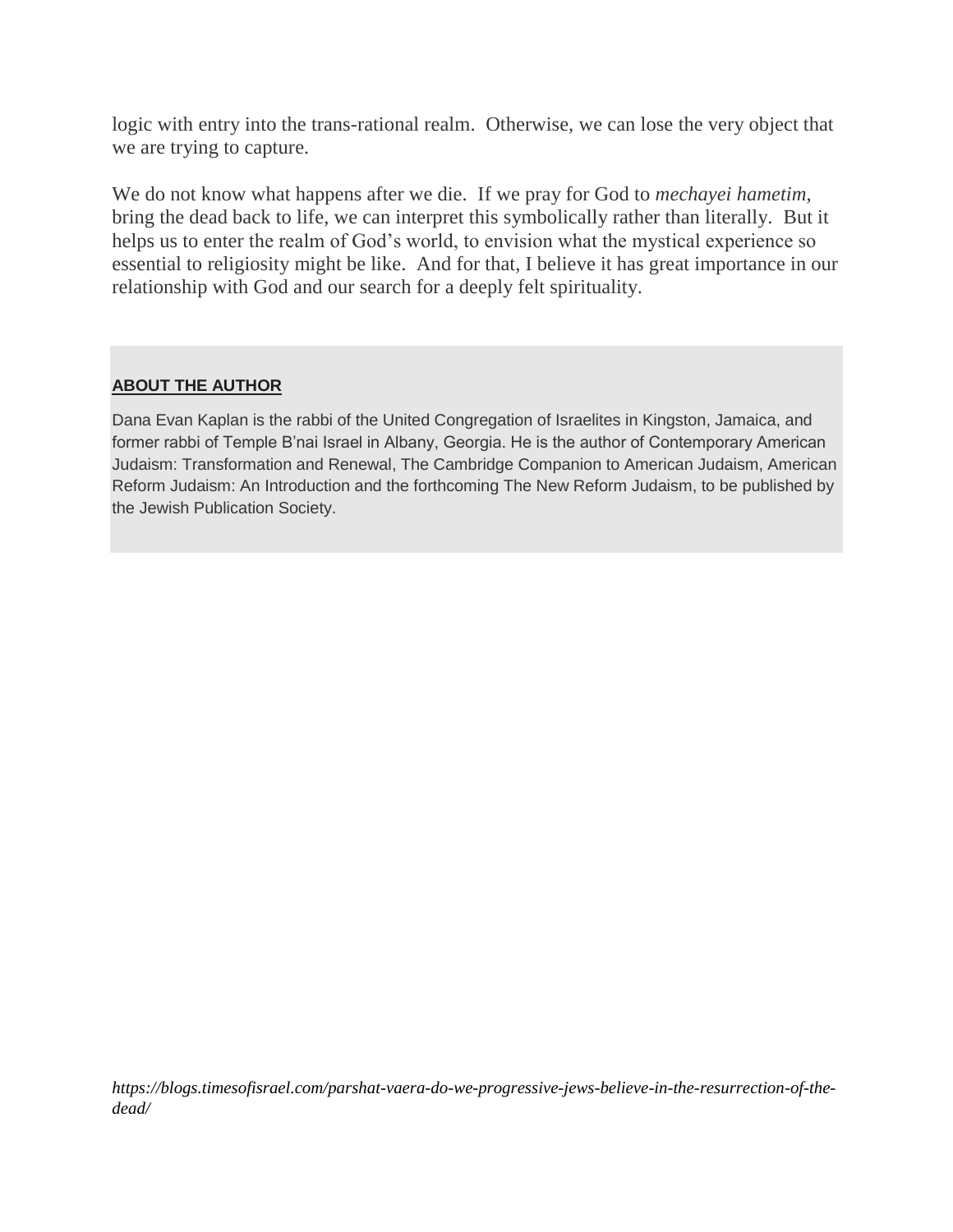logic with entry into the trans-rational realm. Otherwise, we can lose the very object that we are trying to capture.

We do not know what happens after we die. If we pray for God to *mechayei hametim*, bring the dead back to life, we can interpret this symbolically rather than literally. But it helps us to enter the realm of God's world, to envision what the mystical experience so essential to religiosity might be like. And for that, I believe it has great importance in our relationship with God and our search for a deeply felt spirituality.

**ABOUT THE AUTHOR**

Dana Evan Kaplan is the rabbi of the United Congregation of Israelites in Kingston, Jamaica, and former rabbi of Temple B'nai Israel in Albany, Georgia. He is the author of Contemporary American Judaism: Transformation and Renewal, The Cambridge Companion to American Judaism, American Reform Judaism: An Introduction and the forthcoming The New Reform Judaism, to be published by the Jewish Publication Society.

*https://blogs.timesofisrael.com/parshat-vaera-do-we-progressive-jews-believe-in-the-resurrection-of-the-dead/*